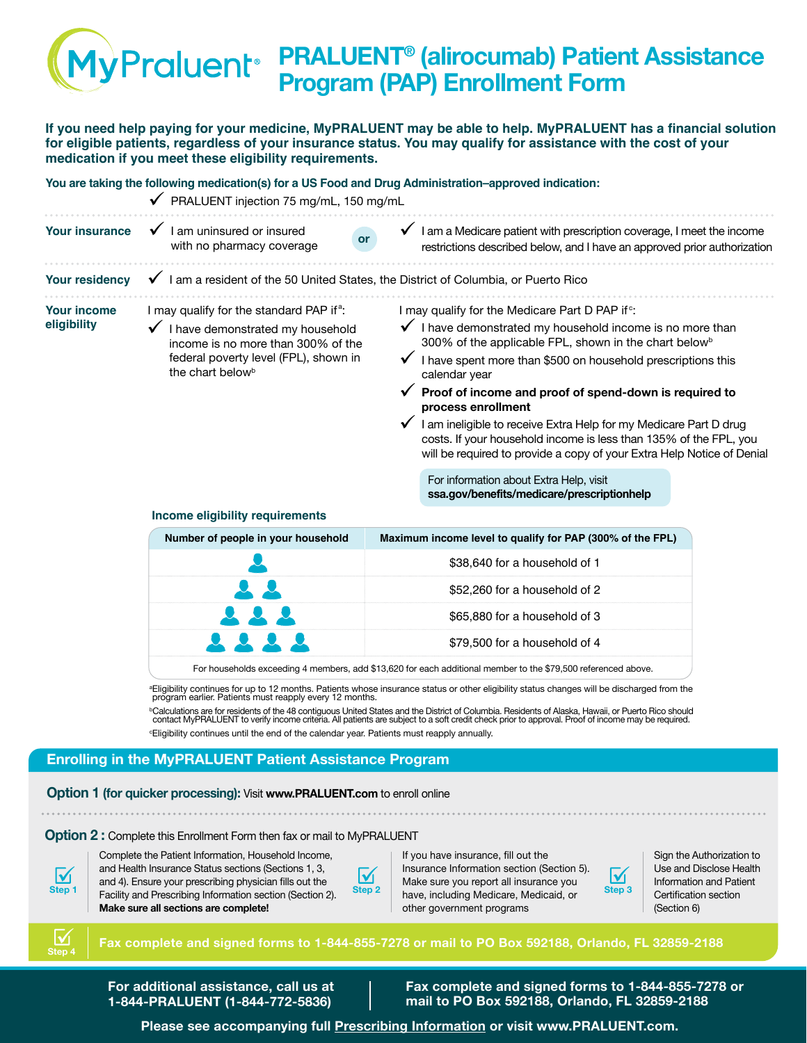# PRALUENT® (alirocumab) Patient Assistance Program (PAP) Enrollment Form

**If you need help paying for your medicine, MyPRALUENT may be able to help. MyPRALUENT has a financial solution for eligible patients, regardless of your insurance status. You may qualify for assistance with the cost of your medication if you meet these eligibility requirements.**

**You are taking the following medication(s) for a US Food and Drug Administration–approved indication:**

✓ PRALUENT injection 75 mg/mL, 150 mg/mL

**Your insurance**

✓ I am uninsured or insured with no pharmacy coverage

**or**

✓ I am a Medicare patient with prescription coverage, I meet the income restrictions described below, and I have an approved prior authorization

**Your residency**

✓ I am a resident of the 50 United States, the District of Columbia, or Puerto Rico

**Your income eligibility**

I may qualify for the standard PAP if[a]:

✓ I have demonstrated my household income is no more than 300% of the federal poverty level (FPL), shown in the chart below[b]

I may qualify for the Medicare Part D PAP if[c]:

✓ I have demonstrated my household income is no more than 300% of the applicable FPL, shown in the chart below[b]

✓ I have spent more than $500 on household prescriptions this calendar year

✓ **Proof of income and proof of spend-down is required to process enrollment**

✓ I am ineligible to receive Extra Help for my Medicare Part D drug costs. If your household income is less than 135% of the FPL, you will be required to provide a copy of your Extra Help Notice of Denial

For information about Extra Help, visit **ssa.gov/benefits/medicare/prescriptionhelp**

### Income eligibility requirements

| Number of people in your household | Maximum income level to qualify for PAP (300% of the FPL) |
|---|---|
| 1 | $38,640 for a household of 1 |
| 2 | $52,260 for a household of 2 |
| 3 | $65,880 for a household of 3 |
| 4 | $79,500 for a household of 4 |

For households exceeding 4 members, add $13,620 for each additional member to the $79,500 referenced above.

[a]Eligibility continues for up to 12 months. Patients whose insurance status or other eligibility status changes will be discharged from the program earlier. Patients must reapply every 12 months.

[b]Calculations are for residents of the 48 contiguous United States and the District of Columbia. Residents of Alaska, Hawaii, or Puerto Rico should contact MyPRALUENT to verify income criteria. All patients are subject to a soft credit check prior to approval. Proof of income may be required.

[c]Eligibility continues until the end of the calendar year. Patients must reapply annually.

## Enrolling in the MyPRALUENT Patient Assistance Program

**Option 1 (for quicker processing):** Visit **www.PRALUENT.com** to enroll online

**Option 2 :** Complete this Enrollment Form then fax or mail to MyPRALUENT

**Step 1** Complete the Patient Information, Household Income, and Health Insurance Status sections (Sections 1, 3, and 4). Ensure your prescribing physician fills out the Facility and Prescribing Information section (Section 2). **Make sure all sections are complete!**

**Step 2** If you have insurance, fill out the Insurance Information section (Section 5). Make sure you report all insurance you have, including Medicare, Medicaid, or other government programs

**Step 3** Sign the Authorization to Use and Disclose Health Information and Patient Certification section (Section 6)

**Step 4** **Fax complete and signed forms to 1-844-855-7278 or mail to PO Box 592188, Orlando, FL 32859-2188**

**For additional assistance, call us at 1-844-PRALUENT (1-844-772-5836)**

**Fax complete and signed forms to 1-844-855-7278 or mail to PO Box 592188, Orlando, FL 32859-2188**

**Please see accompanying full Prescribing Information or visit www.PRALUENT.com.**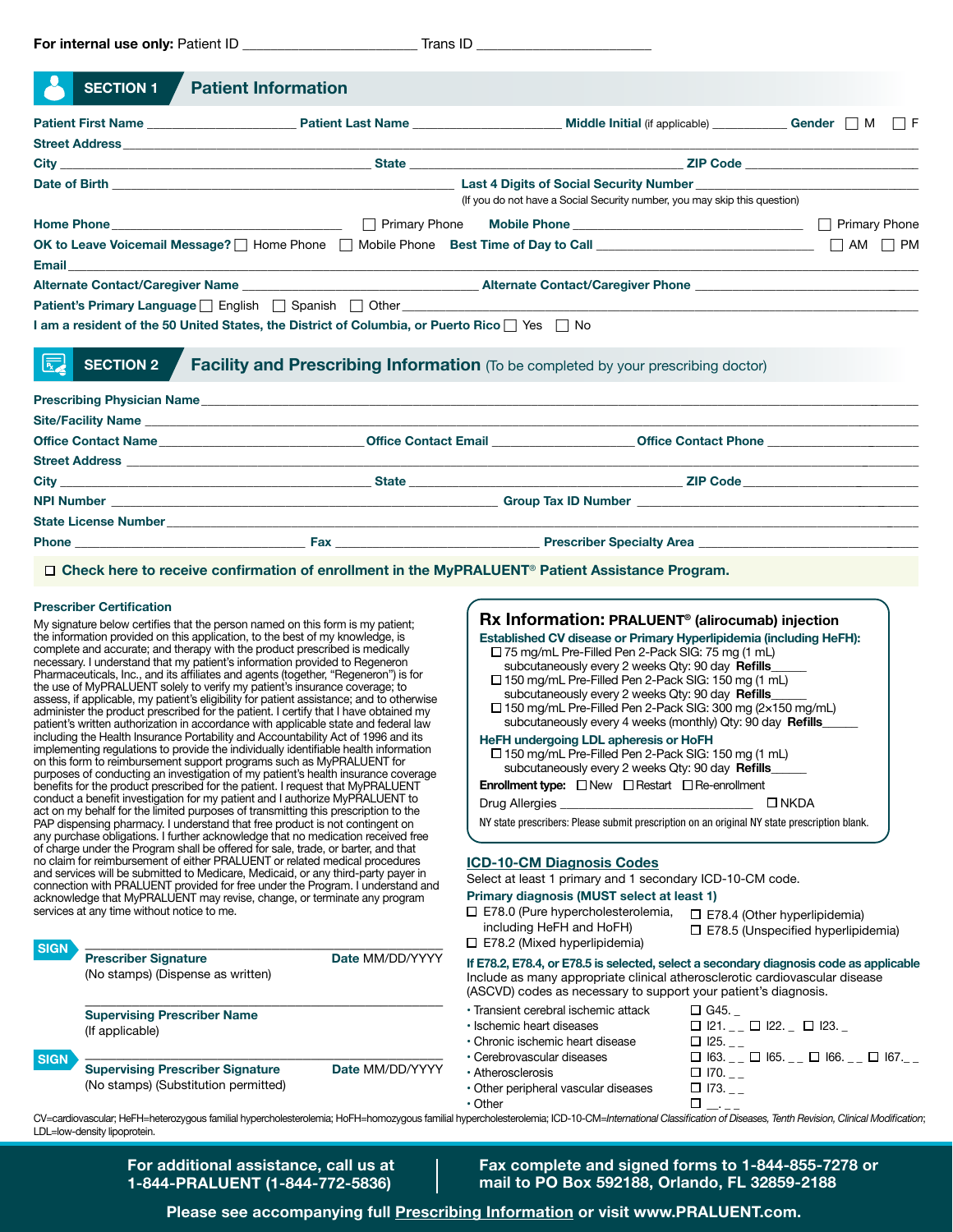**For internal use only:** Patient ID ______________________ Trans ID ______________________

## SECTION 1 Patient Information

**Patient First Name** ____________________ **Patient Last Name** ____________________ **Middle Initial** (if applicable) __________ **Gender** ☐ M ☐ F

**Street Address** ________________________________________________

**City** ______________________ **State** ______________________ **ZIP Code** ______________________

**Date of Birth** ______________________ **Last 4 Digits of Social Security Number** ______________________
(If you do not have a Social Security number, you may skip this question)

**Home Phone** ______________________ ☐ Primary Phone **Mobile Phone** ______________________ ☐ Primary Phone

**OK to Leave Voicemail Message?** ☐ Home Phone ☐ Mobile Phone **Best Time of Day to Call** ______________________ ☐ AM ☐ PM

**Email** ________________________________________________

**Alternate Contact/Caregiver Name** ______________________ **Alternate Contact/Caregiver Phone** ______________________

**Patient's Primary Language** ☐ English ☐ Spanish ☐ Other ______________________

**I am a resident of the 50 United States, the District of Columbia, or Puerto Rico** ☐ Yes ☐ No

## SECTION 2 Facility and Prescribing Information (To be completed by your prescribing doctor)

**Prescribing Physician Name** ________________________________________________

**Site/Facility Name** ________________________________________________

**Office Contact Name** ______________________ **Office Contact Email** ______________________ **Office Contact Phone** ______________________

**Street Address** ________________________________________________

**City** ______________________ **State** ______________________ **ZIP Code** ______________________

**NPI Number** ______________________ **Group Tax ID Number** ______________________

**State License Number** ________________________________________________

**Phone** ______________________ **Fax** ______________________ **Prescriber Specialty Area** ______________________

☐ **Check here to receive confirmation of enrollment in the MyPRALUENT® Patient Assistance Program.**

### Prescriber Certification

My signature below certifies that the person named on this form is my patient; the information provided on this application, to the best of my knowledge, is complete and accurate; and therapy with the product prescribed is medically necessary. I understand that my patient's information provided to Regeneron Pharmaceuticals, Inc., and its affiliates and agents (together, "Regeneron") is for the use of MyPRALUENT solely to verify my patient's insurance coverage; to assess, if applicable, my patient's eligibility for patient assistance; and to otherwise administer the product prescribed for the patient. I certify that I have obtained my patient's written authorization in accordance with applicable state and federal law including the Health Insurance Portability and Accountability Act of 1996 and its implementing regulations to provide the individually identifiable health information on this form to reimbursement support programs such as MyPRALUENT for purposes of conducting an investigation of my patient's health insurance coverage benefits for the product prescribed for the patient. I request that MyPRALUENT conduct a benefit investigation for my patient and I authorize MyPRALUENT to act on my behalf for the limited purposes of transmitting this prescription to the PAP dispensing pharmacy. I understand that free product is not contingent on any purchase obligations. I further acknowledge that no medication received free of charge under the Program shall be offered for sale, trade, or barter, and that no claim for reimbursement of either PRALUENT or related medical procedures and services will be submitted to Medicare, Medicaid, or any third-party payer in connection with PRALUENT provided for free under the Program. I understand and acknowledge that MyPRALUENT may revise, change, or terminate any program services at any time without notice to me.

**SIGN** ______________________________
**Prescriber Signature** (No stamps) (Dispense as written) **Date** MM/DD/YYYY

______________________________
**Supervising Prescriber Name** (If applicable)

**SIGN** ______________________________
**Supervising Prescriber Signature** (No stamps) (Substitution permitted) **Date** MM/DD/YYYY

### Rx Information: PRALUENT® (alirocumab) injection

**Established CV disease or Primary Hyperlipidemia (including HeFH):**

- ☐ 75 mg/mL Pre-Filled Pen 2-Pack SIG: 75 mg (1 mL) subcutaneously every 2 weeks Qty: 90 day **Refills**______
- ☐ 150 mg/mL Pre-Filled Pen 2-Pack SIG: 150 mg (1 mL) subcutaneously every 2 weeks Qty: 90 day **Refills**______
- ☐ 150 mg/mL Pre-Filled Pen 2-Pack SIG: 300 mg (2×150 mg/mL) subcutaneously every 4 weeks (monthly) Qty: 90 day **Refills**______

**HeFH undergoing LDL apheresis or HoFH**

- ☐ 150 mg/mL Pre-Filled Pen 2-Pack SIG: 150 mg (1 mL) subcutaneously every 2 weeks Qty: 90 day **Refills**______

**Enrollment type:** ☐ New ☐ Restart ☐ Re-enrollment

Drug Allergies ______________________ ☐ NKDA

NY state prescribers: Please submit prescription on an original NY state prescription blank.

### ICD-10-CM Diagnosis Codes

Select at least 1 primary and 1 secondary ICD-10-CM code.

**Primary diagnosis (MUST select at least 1)**

- ☐ E78.0 (Pure hypercholesterolemia, including HeFH and HoFH)
- ☐ E78.2 (Mixed hyperlipidemia)
- ☐ E78.4 (Other hyperlipidemia)
- ☐ E78.5 (Unspecified hyperlipidemia)

**If E78.2, E78.4, or E78.5 is selected, select a secondary diagnosis code as applicable**

Include as many appropriate clinical atherosclerotic cardiovascular disease (ASCVD) codes as necessary to support your patient's diagnosis.

- Transient cerebral ischemic attack ☐ G45. _
- Ischemic heart diseases ☐ I21. _ _ ☐ I22. _ ☐ I23. _
- Chronic ischemic heart disease ☐ I25. _ _
- Cerebrovascular diseases ☐ I63. _ _ ☐ I65. _ _ ☐ I66. _ _ ☐ I67. _ _
- Atherosclerosis ☐ I70. _ _
- Other peripheral vascular diseases ☐ I73. _ _
- Other ☐ _ . _ _

CV=cardiovascular; HeFH=heterozygous familial hypercholesterolemia; HoFH=homozygous familial hypercholesterolemia; ICD-10-CM=*International Classification of Diseases, Tenth Revision, Clinical Modification*; LDL=low-density lipoprotein.

**For additional assistance, call us at 1-844-PRALUENT (1-844-772-5836)**

**Fax complete and signed forms to 1-844-855-7278 or mail to PO Box 592188, Orlando, FL 32859-2188**

**Please see accompanying full Prescribing Information or visit www.PRALUENT.com.**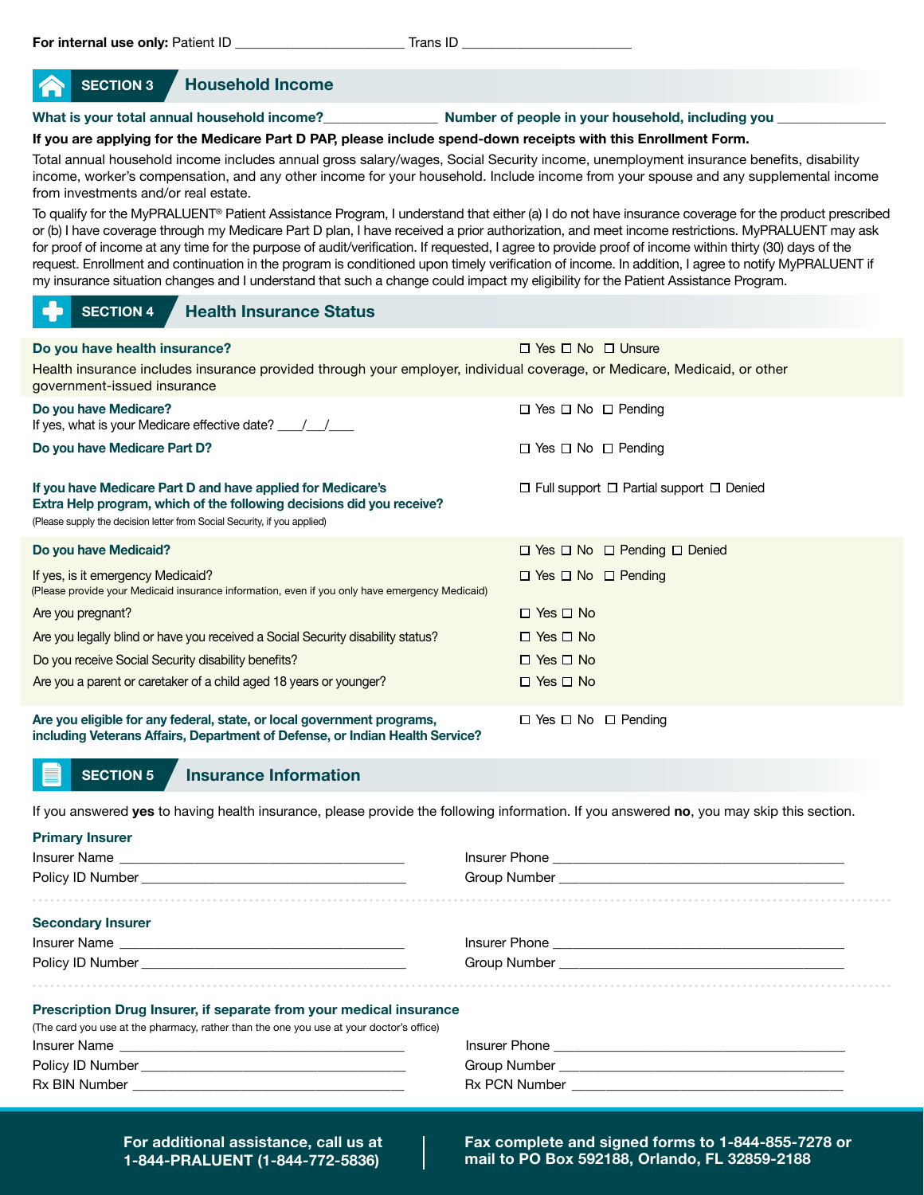**For internal use only:** Patient ID ______________________ Trans ID ______________________

## SECTION 3 Household Income

**What is your total annual household income?**_______________ **Number of people in your household, including you** _______________

**If you are applying for the Medicare Part D PAP, please include spend-down receipts with this Enrollment Form.**

Total annual household income includes annual gross salary/wages, Social Security income, unemployment insurance benefits, disability income, worker's compensation, and any other income for your household. Include income from your spouse and any supplemental income from investments and/or real estate.

To qualify for the MyPRALUENT® Patient Assistance Program, I understand that either (a) I do not have insurance coverage for the product prescribed or (b) I have coverage through my Medicare Part D plan, I have received a prior authorization, and meet income restrictions. MyPRALUENT may ask for proof of income at any time for the purpose of audit/verification. If requested, I agree to provide proof of income within thirty (30) days of the request. Enrollment and continuation in the program is conditioned upon timely verification of income. In addition, I agree to notify MyPRALUENT if my insurance situation changes and I understand that such a change could impact my eligibility for the Patient Assistance Program.

## SECTION 4 Health Insurance Status

**Do you have health insurance?** ☐ Yes ☐ No ☐ Unsure

Health insurance includes insurance provided through your employer, individual coverage, or Medicare, Medicaid, or other government-issued insurance

**Do you have Medicare?** ☐ Yes ☐ No ☐ Pending

If yes, what is your Medicare effective date? ___/___/___

**Do you have Medicare Part D?** ☐ Yes ☐ No ☐ Pending

**If you have Medicare Part D and have applied for Medicare's Extra Help program, which of the following decisions did you receive?** ☐ Full support ☐ Partial support ☐ Denied

(Please supply the decision letter from Social Security, if you applied)

**Do you have Medicaid?** ☐ Yes ☐ No ☐ Pending ☐ Denied

If yes, is it emergency Medicaid? ☐ Yes ☐ No ☐ Pending

(Please provide your Medicaid insurance information, even if you only have emergency Medicaid)

Are you pregnant? ☐ Yes ☐ No

Are you legally blind or have you received a Social Security disability status? ☐ Yes ☐ No

Do you receive Social Security disability benefits? ☐ Yes ☐ No

Are you a parent or caretaker of a child aged 18 years or younger? ☐ Yes ☐ No

**Are you eligible for any federal, state, or local government programs, including Veterans Affairs, Department of Defense, or Indian Health Service?** ☐ Yes ☐ No ☐ Pending

## SECTION 5 Insurance Information

If you answered **yes** to having health insurance, please provide the following information. If you answered **no**, you may skip this section.

### Primary Insurer

Insurer Name ______________________ Insurer Phone ______________________

Policy ID Number ______________________ Group Number ______________________

### Secondary Insurer

Insurer Name ______________________ Insurer Phone ______________________

Policy ID Number ______________________ Group Number ______________________

### Prescription Drug Insurer, if separate from your medical insurance

(The card you use at the pharmacy, rather than the one you use at your doctor's office)

Insurer Name ______________________ Insurer Phone ______________________

Policy ID Number ______________________ Group Number ______________________

Rx BIN Number ______________________ Rx PCN Number ______________________

**For additional assistance, call us at 1-844-PRALUENT (1-844-772-5836)**

**Fax complete and signed forms to 1-844-855-7278 or mail to PO Box 592188, Orlando, FL 32859-2188**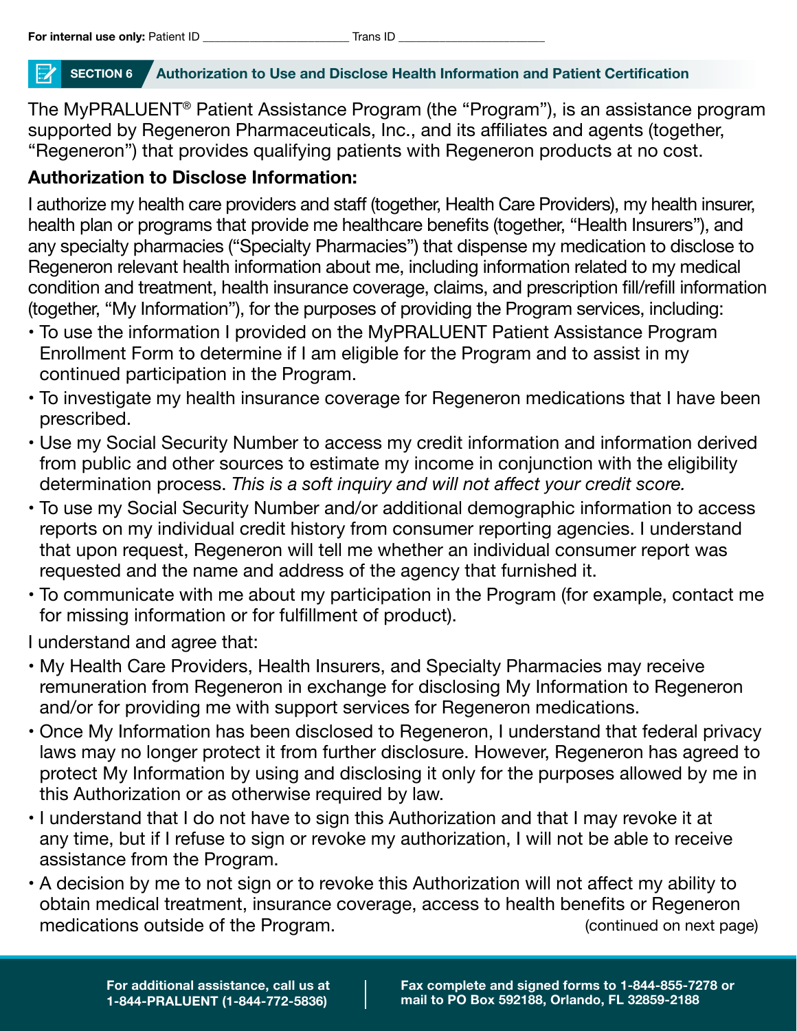For internal use only: Patient ID ______________________ Trans ID ______________________

## SECTION 6 Authorization to Use and Disclose Health Information and Patient Certification

The MyPRALUENT® Patient Assistance Program (the "Program"), is an assistance program supported by Regeneron Pharmaceuticals, Inc., and its affiliates and agents (together, "Regeneron") that provides qualifying patients with Regeneron products at no cost.

**Authorization to Disclose Information:**

I authorize my health care providers and staff (together, Health Care Providers), my health insurer, health plan or programs that provide me healthcare benefits (together, "Health Insurers"), and any specialty pharmacies ("Specialty Pharmacies") that dispense my medication to disclose to Regeneron relevant health information about me, including information related to my medical condition and treatment, health insurance coverage, claims, and prescription fill/refill information (together, "My Information"), for the purposes of providing the Program services, including:

- To use the information I provided on the MyPRALUENT Patient Assistance Program Enrollment Form to determine if I am eligible for the Program and to assist in my continued participation in the Program.
- To investigate my health insurance coverage for Regeneron medications that I have been prescribed.
- Use my Social Security Number to access my credit information and information derived from public and other sources to estimate my income in conjunction with the eligibility determination process. *This is a soft inquiry and will not affect your credit score.*
- To use my Social Security Number and/or additional demographic information to access reports on my individual credit history from consumer reporting agencies. I understand that upon request, Regeneron will tell me whether an individual consumer report was requested and the name and address of the agency that furnished it.
- To communicate with me about my participation in the Program (for example, contact me for missing information or for fulfillment of product).

I understand and agree that:

- My Health Care Providers, Health Insurers, and Specialty Pharmacies may receive remuneration from Regeneron in exchange for disclosing My Information to Regeneron and/or for providing me with support services for Regeneron medications.
- Once My Information has been disclosed to Regeneron, I understand that federal privacy laws may no longer protect it from further disclosure. However, Regeneron has agreed to protect My Information by using and disclosing it only for the purposes allowed by me in this Authorization or as otherwise required by law.
- I understand that I do not have to sign this Authorization and that I may revoke it at any time, but if I refuse to sign or revoke my authorization, I will not be able to receive assistance from the Program.
- A decision by me to not sign or to revoke this Authorization will not affect my ability to obtain medical treatment, insurance coverage, access to health benefits or Regeneron medications outside of the Program.

(continued on next page)

For additional assistance, call us at 1-844-PRALUENT (1-844-772-5836)

Fax complete and signed forms to 1-844-855-7278 or mail to PO Box 592188, Orlando, FL 32859-2188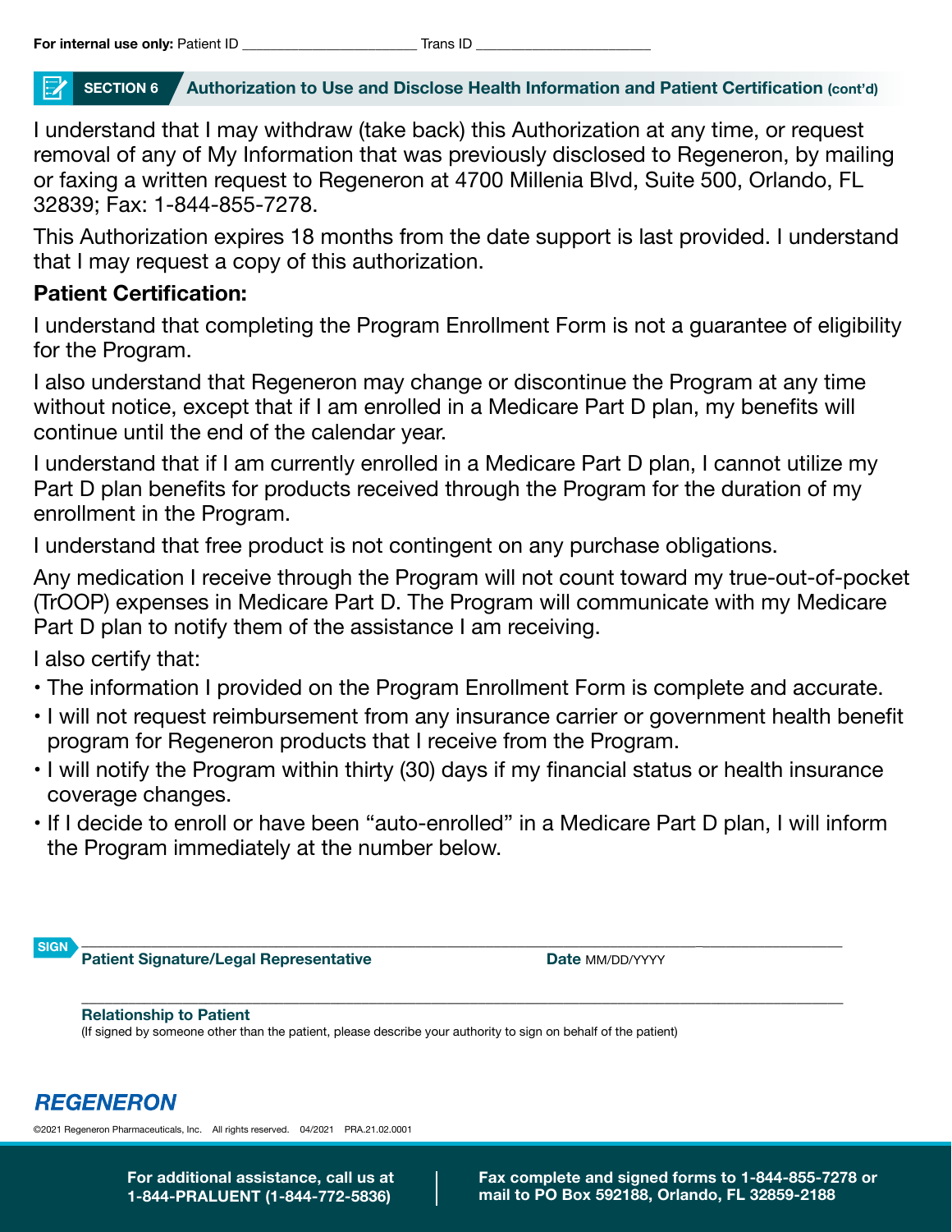For internal use only: Patient ID ______________________ Trans ID ______________________

## SECTION 6 Authorization to Use and Disclose Health Information and Patient Certification (cont'd)

I understand that I may withdraw (take back) this Authorization at any time, or request removal of any of My Information that was previously disclosed to Regeneron, by mailing or faxing a written request to Regeneron at 4700 Millenia Blvd, Suite 500, Orlando, FL 32839; Fax: 1-844-855-7278.

This Authorization expires 18 months from the date support is last provided. I understand that I may request a copy of this authorization.

**Patient Certification:**

I understand that completing the Program Enrollment Form is not a guarantee of eligibility for the Program.

I also understand that Regeneron may change or discontinue the Program at any time without notice, except that if I am enrolled in a Medicare Part D plan, my benefits will continue until the end of the calendar year.

I understand that if I am currently enrolled in a Medicare Part D plan, I cannot utilize my Part D plan benefits for products received through the Program for the duration of my enrollment in the Program.

I understand that free product is not contingent on any purchase obligations.

Any medication I receive through the Program will not count toward my true-out-of-pocket (TrOOP) expenses in Medicare Part D. The Program will communicate with my Medicare Part D plan to notify them of the assistance I am receiving.

I also certify that:

- The information I provided on the Program Enrollment Form is complete and accurate.
- I will not request reimbursement from any insurance carrier or government health benefit program for Regeneron products that I receive from the Program.
- I will notify the Program within thirty (30) days if my financial status or health insurance coverage changes.
- If I decide to enroll or have been "auto-enrolled" in a Medicare Part D plan, I will inform the Program immediately at the number below.

SIGN ______________________________________________________________________

**Patient Signature/Legal Representative** **Date** MM/DD/YYYY

______________________________________________________________________

**Relationship to Patient**
(If signed by someone other than the patient, please describe your authority to sign on behalf of the patient)

**REGENERON**

©2021 Regeneron Pharmaceuticals, Inc. All rights reserved. 04/2021 PRA.21.02.0001

**For additional assistance, call us at 1-844-PRALUENT (1-844-772-5836)**

**Fax complete and signed forms to 1-844-855-7278 or mail to PO Box 592188, Orlando, FL 32859-2188**